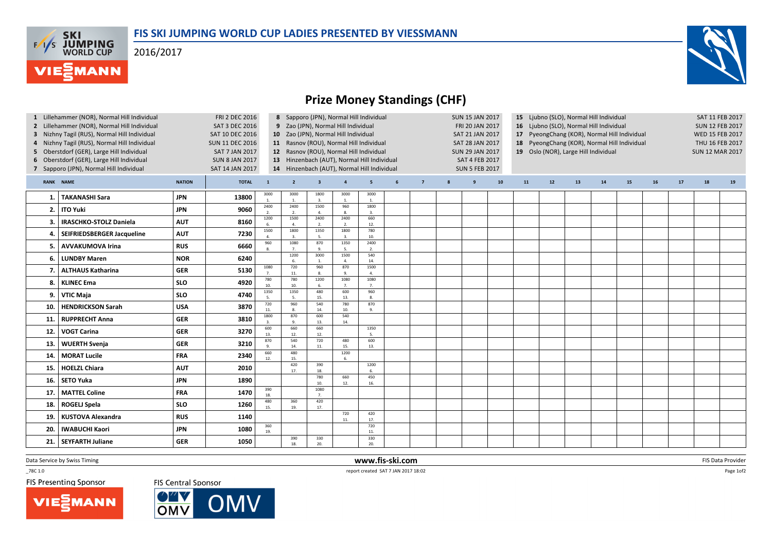# FIS SKI JUMPING WORLD CUP LADIES PRESENTED BY VIESSMANN

2016/2017

## Prize Money Standings (CHF)

1 Lillehammer (NOR), Normal Hill Individual — FRI 2 DEC 2016
2 Lillehammer (NOR), Normal Hill Individual — SAT 3 DEC 2016
3 Nizhny Tagil (RUS), Normal Hill Individual — SAT 10 DEC 2016
4 Nizhny Tagil (RUS), Normal Hill Individual — SUN 11 DEC 2016
5 Oberstdorf (GER), Large Hill Individual — SAT 7 JAN 2017
6 Oberstdorf (GER), Large Hill Individual — SUN 8 JAN 2017
7 Sapporo (JPN), Normal Hill Individual — SAT 14 JAN 2017
8 Sapporo (JPN), Normal Hill Individual — SUN 15 JAN 2017
9 Zao (JPN), Normal Hill Individual — FRI 20 JAN 2017
10 Zao (JPN), Normal Hill Individual — SAT 21 JAN 2017
11 Rasnov (ROU), Normal Hill Individual — SAT 28 JAN 2017
12 Rasnov (ROU), Normal Hill Individual — SUN 29 JAN 2017
13 Hinzenbach (AUT), Normal Hill Individual — SAT 4 FEB 2017
14 Hinzenbach (AUT), Normal Hill Individual — SUN 5 FEB 2017
15 Ljubno (SLO), Normal Hill Individual — SAT 11 FEB 2017
16 Ljubno (SLO), Normal Hill Individual — SUN 12 FEB 2017
17 PyeongChang (KOR), Normal Hill Individual — WED 15 FEB 2017
18 PyeongChang (KOR), Normal Hill Individual — THU 16 FEB 2017
19 Oslo (NOR), Large Hill Individual — SUN 12 MAR 2017

| RANK | NAME | NATION | TOTAL | 1 | 2 | 3 | 4 | 5 | 6 | 7 | 8 | 9 | 10 | 11 | 12 | 13 | 14 | 15 | 16 | 17 | 18 | 19 |
|---|---|---|---|---|---|---|---|---|---|---|---|---|---|---|---|---|---|---|---|---|---|---|
| 1. | TAKANASHI Sara | JPN | 13800 | 3000 1. | 3000 1. | 1800 3. | 3000 1. | 3000 1. | | | | | | | | | | | | | | |
| 2. | ITO Yuki | JPN | 9060 | 2400 2. | 2400 2. | 1500 4. | 960 8. | 1800 3. | | | | | | | | | | | | | | |
| 3. | IRASCHKO-STOLZ Daniela | AUT | 8160 | 1200 6. | 1500 4. | 2400 2. | 2400 2. | 660 12. | | | | | | | | | | | | | | |
| 4. | SEIFRIEDSBERGER Jacqueline | AUT | 7230 | 1500 4. | 1800 3. | 1350 5. | 1800 3. | 780 10. | | | | | | | | | | | | | | |
| 5. | AVVAKUMOVA Irina | RUS | 6660 | 960 8. | 1080 7. | 870 9. | 1350 5. | 2400 2. | | | | | | | | | | | | | | |
| 6. | LUNDBY Maren | NOR | 6240 | | 1200 6. | 3000 1. | 1500 4. | 540 14. | | | | | | | | | | | | | | |
| 7. | ALTHAUS Katharina | GER | 5130 | 1080 7. | 720 11. | 960 8. | 870 9. | 1500 4. | | | | | | | | | | | | | | |
| 8. | KLINEC Ema | SLO | 4920 | 780 10. | 780 10. | 1200 6. | 1080 7. | 1080 7. | | | | | | | | | | | | | | |
| 9. | VTIC Maja | SLO | 4740 | 1350 5. | 1350 5. | 480 15. | 600 13. | 960 8. | | | | | | | | | | | | | | |
| 10. | HENDRICKSON Sarah | USA | 3870 | 720 11. | 960 8. | 540 14. | 780 10. | 870 9. | | | | | | | | | | | | | | |
| 11. | RUPPRECHT Anna | GER | 3810 | 1800 3. | 870 9. | 600 13. | 540 14. | | | | | | | | | | | | | | | |
| 12. | VOGT Carina | GER | 3270 | 600 13. | 660 12. | 660 12. | | 1350 5. | | | | | | | | | | | | | | |
| 13. | WUERTH Svenja | GER | 3210 | 870 9. | 540 14. | 720 11. | 480 15. | 600 13. | | | | | | | | | | | | | | |
| 14. | MORAT Lucile | FRA | 2340 | 660 12. | 480 15. | | 1200 6. | | | | | | | | | | | | | | | |
| 15. | HOELZL Chiara | AUT | 2010 | | 420 17. | 390 18. | | 1200 6. | | | | | | | | | | | | | | |
| 16. | SETO Yuka | JPN | 1890 | | | 780 10. | 660 12. | 450 16. | | | | | | | | | | | | | | |
| 17. | MATTEL Coline | FRA | 1470 | 390 18. | | 1080 7. | | | | | | | | | | | | | | | | |
| 18. | ROGELJ Spela | SLO | 1260 | 480 15. | 360 19. | 420 17. | | | | | | | | | | | | | | | | |
| 19. | KUSTOVA Alexandra | RUS | 1140 | | | | 720 11. | 420 17. | | | | | | | | | | | | | | |
| 20. | IWABUCHI Kaori | JPN | 1080 | 360 19. | | | | 720 11. | | | | | | | | | | | | | | |
| 21. | SEYFARTH Juliane | GER | 1050 | | 390 18. | 330 20. | | 330 20. | | | | | | | | | | | | | | |

Data Service by Swiss Timing — www.fis-ski.com — FIS Data Provider

_78C 1.0 — report created SAT 7 JAN 2017 18:02

FIS Presenting Sponsor: VIESSMANN — FIS Central Sponsor: OMV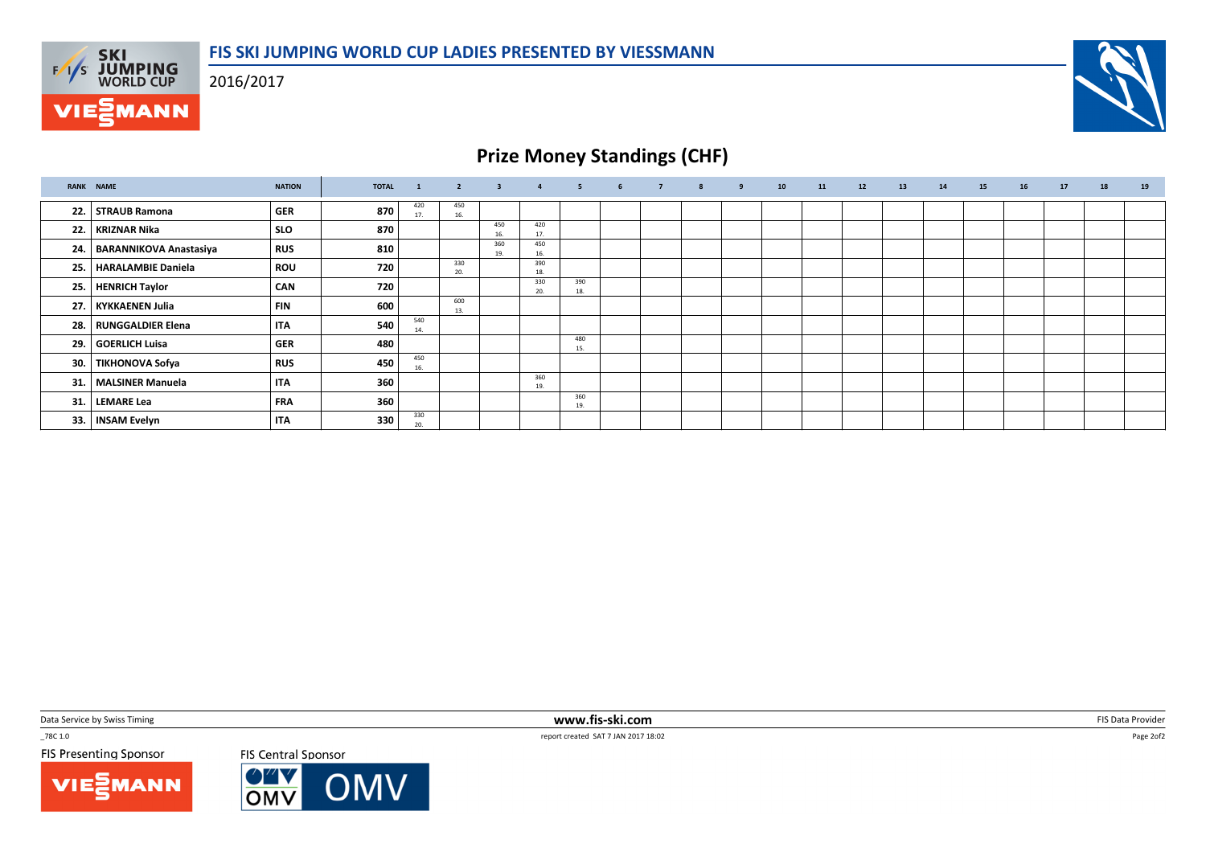# FIS SKI JUMPING WORLD CUP LADIES PRESENTED BY VIESSMANN

2016/2017

## Prize Money Standings (CHF)

| RANK | NAME | NATION | TOTAL | 1 | 2 | 3 | 4 | 5 | 6 | 7 | 8 | 9 | 10 | 11 | 12 | 13 | 14 | 15 | 16 | 17 | 18 | 19 |
|---|---|---|---|---|---|---|---|---|---|---|---|---|---|---|---|---|---|---|---|---|---|---|
| 22. | STRAUB Ramona | GER | 870 | 420 17. | 450 16. | | | | | | | | | | | | | | | | | |
| 22. | KRIZNAR Nika | SLO | 870 | | | 450 16. | 420 17. | | | | | | | | | | | | | | | |
| 24. | BARANNIKOVA Anastasiya | RUS | 810 | | | 360 19. | 450 16. | | | | | | | | | | | | | | | |
| 25. | HARALAMBIE Daniela | ROU | 720 | | 330 20. | | 390 18. | | | | | | | | | | | | | | | |
| 25. | HENRICH Taylor | CAN | 720 | | | | 330 20. | 390 18. | | | | | | | | | | | | | | |
| 27. | KYKKAENEN Julia | FIN | 600 | | 600 13. | | | | | | | | | | | | | | | | | |
| 28. | RUNGGALDIER Elena | ITA | 540 | 540 14. | | | | | | | | | | | | | | | | | | |
| 29. | GOERLICH Luisa | GER | 480 | | | | | 480 15. | | | | | | | | | | | | | | |
| 30. | TIKHONOVA Sofya | RUS | 450 | 450 16. | | | | | | | | | | | | | | | | | | |
| 31. | MALSINER Manuela | ITA | 360 | | | | 360 19. | | | | | | | | | | | | | | | |
| 31. | LEMARE Lea | FRA | 360 | | | | | 360 19. | | | | | | | | | | | | | | |
| 33. | INSAM Evelyn | ITA | 330 | 330 20. | | | | | | | | | | | | | | | | | | |

Data Service by Swiss Timing

www.fis-ski.com

FIS Data Provider

_78C 1.0

report created SAT 7 JAN 2017 18:02

FIS Presenting Sponsor

FIS Central Sponsor